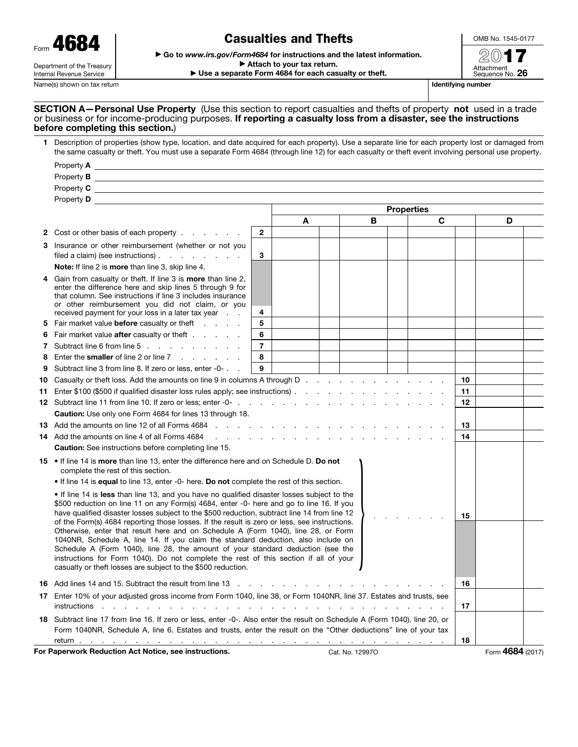Form **4684**

Department of the Treasury
Internal Revenue Service

# Casualties and Thefts

▶ Go to *www.irs.gov/Form4684* for instructions and the latest information.
▶ Attach to your tax return.
▶ Use a separate Form 4684 for each casualty or theft.

OMB No. 1545-0177

2017

Attachment Sequence No. **26**

Name(s) shown on tax return | **Identifying number**

**SECTION A—Personal Use Property** (Use this section to report casualties and thefts of property **not** used in a trade or business or for income-producing purposes. **If reporting a casualty loss from a disaster, see the instructions before completing this section.**)

**1** Description of properties (show type, location, and date acquired for each property). Use a separate line for each property lost or damaged from the same casualty or theft. You must use a separate Form 4684 (through line 12) for each casualty or theft event involving personal use property.

Property **A** ________________

Property **B** ________________

Property **C** ________________

Property **D** ________________

| | | Properties | | | |
|---|---|---|---|---|---|
| | | **A** | **B** | **C** | **D** |
| **2** Cost or other basis of each property | **2** | | | | |
| **3** Insurance or other reimbursement (whether or not you filed a claim) (see instructions) | **3** | | | | |
| **Note:** If line 2 is **more** than line 3, skip line 4. | | | | | |
| **4** Gain from casualty or theft. If line 3 is **more** than line 2, enter the difference here and skip lines 5 through 9 for that column. See instructions if line 3 includes insurance or other reimbursement you did not claim, or you received payment for your loss in a later tax year | **4** | | | | |
| **5** Fair market value **before** casualty or theft | **5** | | | | |
| **6** Fair market value **after** casualty or theft | **6** | | | | |
| **7** Subtract line 6 from line 5 | **7** | | | | |
| **8** Enter the **smaller** of line 2 or line 7 | **8** | | | | |
| **9** Subtract line 3 from line 8. If zero or less, enter -0- | **9** | | | | |

| | | |
|---|---|---|
| **10** Casualty or theft loss. Add the amounts on line 9 in columns A through D | **10** | |
| **11** Enter $100 ($500 if qualified disaster loss rules apply; see instructions) | **11** | |
| **12** Subtract line 11 from line 10. If zero or less; enter -0- | **12** | |
| **Caution:** Use only one Form 4684 for lines 13 through 18. | | |
| **13** Add the amounts on line 12 of all Forms 4684 | **13** | |
| **14** Add the amounts on line 4 of all Forms 4684 | **14** | |
| **Caution:** See instructions before completing line 15. | | |
| **15** • If line 14 is **more** than line 13, enter the difference here and on Schedule D. **Do not** complete the rest of this section.<br>• If line 14 is **equal** to line 13, enter -0- here. **Do not** complete the rest of this section.<br>• If line 14 is **less** than line 13, and you have no qualified disaster losses subject to the $500 reduction on line 11 on any Form(s) 4684, enter -0- here and go to line 16. If you have qualified disaster losses subject to the $500 reduction, subtract line 14 from line 12 of the Form(s) 4684 reporting those losses. If the result is zero or less, see instructions. Otherwise, enter that result here and on Schedule A (Form 1040), line 28, or Form 1040NR, Schedule A, line 14. If you claim the standard deduction, also include on Schedule A (Form 1040), line 28, the amount of your standard deduction (see the instructions for Form 1040). Do not complete the rest of this section if all of your casualty or theft losses are subject to the $500 reduction. | **15** | |
| **16** Add lines 14 and 15. Subtract the result from line 13 | **16** | |
| **17** Enter 10% of your adjusted gross income from Form 1040, line 38, or Form 1040NR, line 37. Estates and trusts, see instructions | **17** | |
| **18** Subtract line 17 from line 16. If zero or less, enter -0-. Also enter the result on Schedule A (Form 1040), line 20, or Form 1040NR, Schedule A, line 6. Estates and trusts, enter the result on the "Other deductions" line of your tax return | **18** | |

**For Paperwork Reduction Act Notice, see instructions.** Cat. No. 12997O Form **4684** (2017)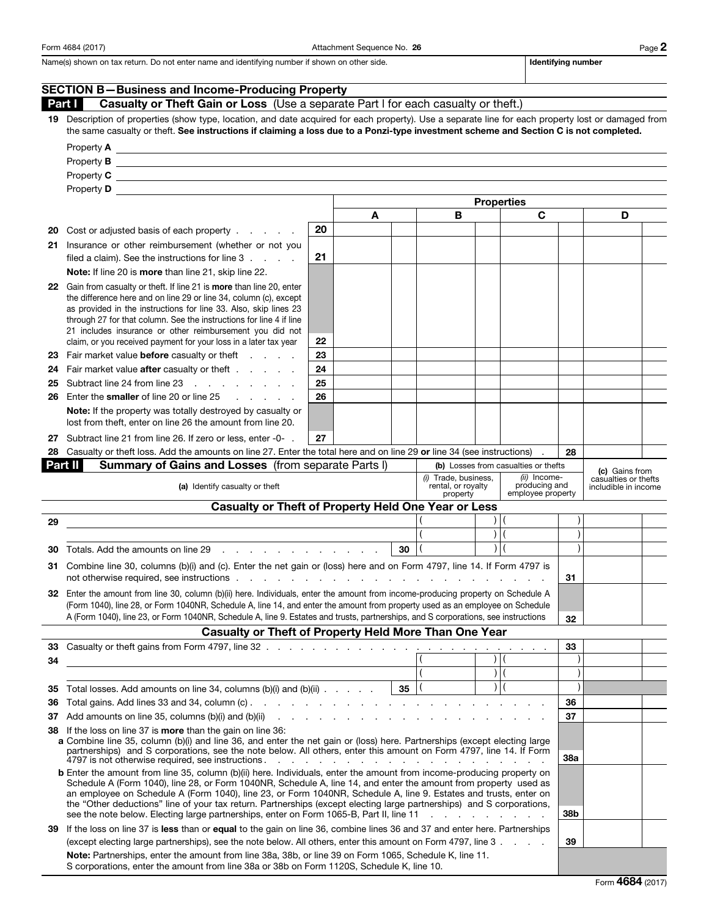Form 4684 (2017) Attachment Sequence No. **26**

Name(s) shown on tax return. Do not enter name and identifying number if shown on other side. | **Identifying number**

## SECTION B—Business and Income-Producing Property

### Part I Casualty or Theft Gain or Loss (Use a separate Part I for each casualty or theft.)

**19** Description of properties (show type, location, and date acquired for each property). Use a separate line for each property lost or damaged from the same casualty or theft. **See instructions if claiming a loss due to a Ponzi-type investment scheme and Section C is not completed.**

Property **A** ____________________

Property **B** ____________________

Property **C** ____________________

Property **D** ____________________

| | | Properties | | | |
|---|---|---|---|---|---|
| | | **A** | **B** | **C** | **D** |
| **20** Cost or adjusted basis of each property | 20 | | | | |
| **21** Insurance or other reimbursement (whether or not you filed a claim). See the instructions for line 3 | 21 | | | | |
| **Note:** If line 20 is **more** than line 21, skip line 22. | | | | | |
| **22** Gain from casualty or theft. If line 21 is **more** than line 20, enter the difference here and on line 29 or line 34, column (c), except as provided in the instructions for line 33. Also, skip lines 23 through 27 for that column. See the instructions for line 4 if line 21 includes insurance or other reimbursement you did not claim, or you received payment for your loss in a later tax year | 22 | | | | |
| **23** Fair market value **before** casualty or theft | 23 | | | | |
| **24** Fair market value **after** casualty or theft | 24 | | | | |
| **25** Subtract line 24 from line 23 | 25 | | | | |
| **26** Enter the **smaller** of line 20 or line 25 | 26 | | | | |
| **Note:** If the property was totally destroyed by casualty or lost from theft, enter on line 26 the amount from line 20. | | | | | |
| **27** Subtract line 21 from line 26. If zero or less, enter -0- | 27 | | | | |

**28** Casualty or theft loss. Add the amounts on line 27. Enter the total here and on line 29 **or** line 34 (see instructions) . . . **28** ________

### Part II Summary of Gains and Losses (from separate Parts I)

| (a) Identify casualty or theft | | (b) Losses from casualties or thefts: (i) Trade, business, rental, or royalty property | (b) Losses from casualties or thefts: (ii) Income-producing and employee property | (c) Gains from casualties or thefts includible in income |
|---|---|---|---|---|
| **Casualty or Theft of Property Held One Year or Less** | | | | |
| **29** | | ( ) | ( ) | |
| | | ( ) | ( ) | |
| **30** Totals. Add the amounts on line 29 | 30 | ( ) | ( ) | |
| **31** Combine line 30, columns (b)(i) and (c). Enter the net gain or (loss) here and on Form 4797, line 14. If Form 4797 is not otherwise required, see instructions | | | 31 | |
| **32** Enter the amount from line 30, column (b)(ii) here. Individuals, enter the amount from income-producing property on Schedule A (Form 1040), line 28, or Form 1040NR, Schedule A, line 14, and enter the amount from property used as an employee on Schedule A (Form 1040), line 23, or Form 1040NR, Schedule A, line 9. Estates and trusts, partnerships, and S corporations, see instructions | | | 32 | |
| **Casualty or Theft of Property Held More Than One Year** | | | | |
| **33** Casualty or theft gains from Form 4797, line 32 | | | 33 | |
| **34** | | ( ) | ( ) | |
| | | ( ) | ( ) | |
| **35** Total losses. Add amounts on line 34, columns (b)(i) and (b)(ii) | 35 | ( ) | ( ) | |
| **36** Total gains. Add lines 33 and 34, column (c) | | | 36 | |
| **37** Add amounts on line 35, columns (b)(i) and (b)(ii) | | | 37 | |
| **38** If the loss on line 37 is **more** than the gain on line 36: **a** Combine line 35, column (b)(i) and line 36, and enter the net gain or (loss) here. Partnerships (except electing large partnerships) and S corporations, see the note below. All others, enter this amount on Form 4797, line 14. If Form 4797 is not otherwise required, see instructions | | | 38a | |
| **b** Enter the amount from line 35, column (b)(ii) here. Individuals, enter the amount from income-producing property on Schedule A (Form 1040), line 28, or Form 1040NR, Schedule A, line 14, and enter the amount from property used as an employee on Schedule A (Form 1040), line 23, or Form 1040NR, Schedule A, line 9. Estates and trusts, enter on the "Other deductions" line of your tax return. Partnerships (except electing large partnerships) and S corporations, see the note below. Electing large partnerships, enter on Form 1065-B, Part II, line 11 | | | 38b | |
| **39** If the loss on line 37 is **less** than or **equal** to the gain on line 36, combine lines 36 and 37 and enter here. Partnerships (except electing large partnerships), see the note below. All others, enter this amount on Form 4797, line 3 | | | 39 | |

**Note:** Partnerships, enter the amount from line 38a, 38b, or line 39 on Form 1065, Schedule K, line 11.
S corporations, enter the amount from line 38a or 38b on Form 1120S, Schedule K, line 10.

Form **4684** (2017)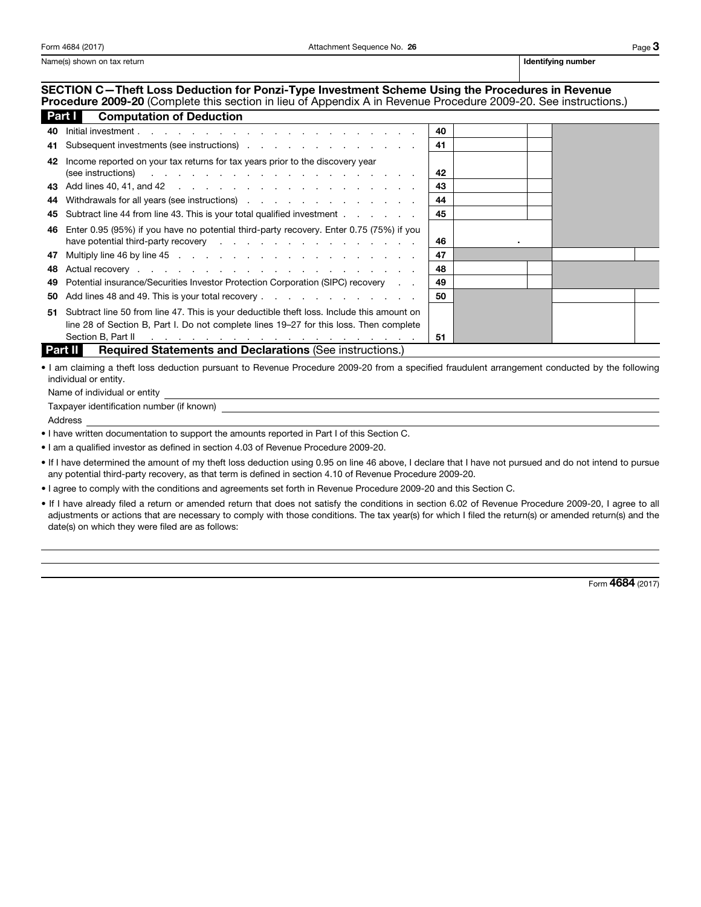Form 4684 (2017) Attachment Sequence No. **26**

Name(s) shown on tax return | **Identifying number**

## SECTION C—Theft Loss Deduction for Ponzi-Type Investment Scheme Using the Procedures in Revenue Procedure 2009-20 (Complete this section in lieu of Appendix A in Revenue Procedure 2009-20. See instructions.)

### Part I Computation of Deduction

| Line | Description | | | | |
|---|---|---|---|---|---|
| 40 | Initial investment | 40 | | | |
| 41 | Subsequent investments (see instructions) | 41 | | | |
| 42 | Income reported on your tax returns for tax years prior to the discovery year (see instructions) | 42 | | | |
| 43 | Add lines 40, 41, and 42 | 43 | | | |
| 44 | Withdrawals for all years (see instructions) | 44 | | | |
| 45 | Subtract line 44 from line 43. This is your total qualified investment | 45 | | | |
| 46 | Enter 0.95 (95%) if you have no potential third-party recovery. Enter 0.75 (75%) if you have potential third-party recovery | 46 | . | | |
| 47 | Multiply line 46 by line 45 | 47 | | | |
| 48 | Actual recovery | 48 | | | |
| 49 | Potential insurance/Securities Investor Protection Corporation (SIPC) recovery | 49 | | | |
| 50 | Add lines 48 and 49. This is your total recovery | 50 | | | |
| 51 | Subtract line 50 from line 47. This is your deductible theft loss. Include this amount on line 28 of Section B, Part I. Do not complete lines 19–27 for this loss. Then complete Section B, Part II | 51 | | | |

### Part II Required Statements and Declarations (See instructions.)

- I am claiming a theft loss deduction pursuant to Revenue Procedure 2009-20 from a specified fraudulent arrangement conducted by the following individual or entity.

  Name of individual or entity \_\_\_\_\_\_\_\_\_\_\_\_\_\_\_\_\_\_\_\_

  Taxpayer identification number (if known) \_\_\_\_\_\_\_\_\_\_\_\_\_\_\_\_\_\_\_\_

  Address \_\_\_\_\_\_\_\_\_\_\_\_\_\_\_\_\_\_\_\_

- I have written documentation to support the amounts reported in Part I of this Section C.
- I am a qualified investor as defined in section 4.03 of Revenue Procedure 2009-20.
- If I have determined the amount of my theft loss deduction using 0.95 on line 46 above, I declare that I have not pursued and do not intend to pursue any potential third-party recovery, as that term is defined in section 4.10 of Revenue Procedure 2009-20.
- I agree to comply with the conditions and agreements set forth in Revenue Procedure 2009-20 and this Section C.
- If I have already filed a return or amended return that does not satisfy the conditions in section 6.02 of Revenue Procedure 2009-20, I agree to all adjustments or actions that are necessary to comply with those conditions. The tax year(s) for which I filed the return(s) or amended return(s) and the date(s) on which they were filed are as follows:

Form **4684** (2017)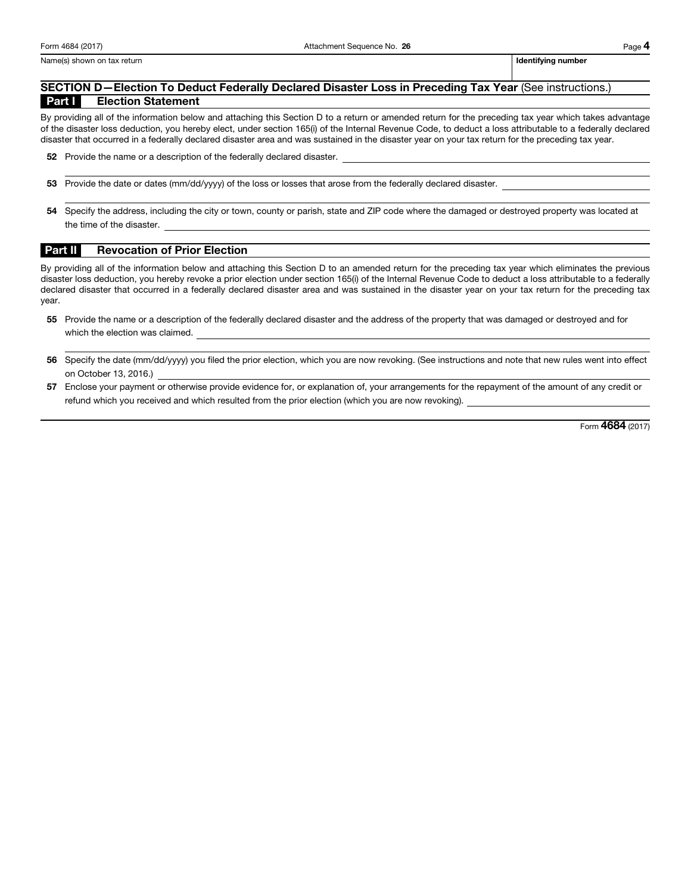Name(s) shown on tax return | Identifying number

## SECTION D—Election To Deduct Federally Declared Disaster Loss in Preceding Tax Year (See instructions.)

### Part I Election Statement

By providing all of the information below and attaching this Section D to a return or amended return for the preceding tax year which takes advantage of the disaster loss deduction, you hereby elect, under section 165(i) of the Internal Revenue Code, to deduct a loss attributable to a federally declared disaster that occurred in a federally declared disaster area and was sustained in the disaster year on your tax return for the preceding tax year.

**52** Provide the name or a description of the federally declared disaster.

**53** Provide the date or dates (mm/dd/yyyy) of the loss or losses that arose from the federally declared disaster.

**54** Specify the address, including the city or town, county or parish, state and ZIP code where the damaged or destroyed property was located at the time of the disaster.

### Part II Revocation of Prior Election

By providing all of the information below and attaching this Section D to an amended return for the preceding tax year which eliminates the previous disaster loss deduction, you hereby revoke a prior election under section 165(i) of the Internal Revenue Code to deduct a loss attributable to a federally declared disaster that occurred in a federally declared disaster area and was sustained in the disaster year on your tax return for the preceding tax year.

**55** Provide the name or a description of the federally declared disaster and the address of the property that was damaged or destroyed and for which the election was claimed.

**56** Specify the date (mm/dd/yyyy) you filed the prior election, which you are now revoking. (See instructions and note that new rules went into effect on October 13, 2016.)

**57** Enclose your payment or otherwise provide evidence for, or explanation of, your arrangements for the repayment of the amount of any credit or refund which you received and which resulted from the prior election (which you are now revoking).

Form **4684** (2017)